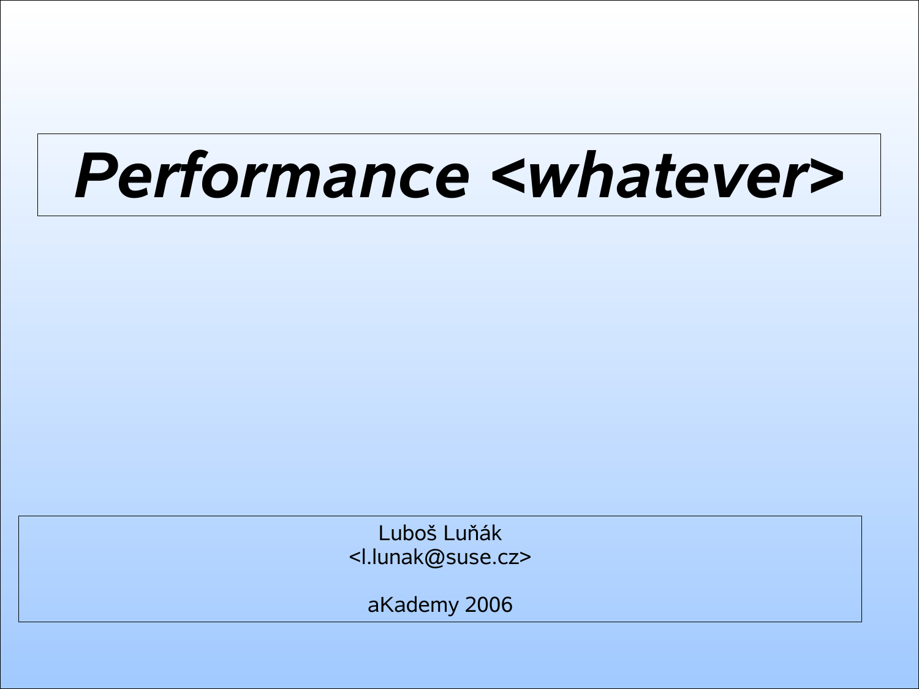# *Performance <whatever>*

Luboš Luňák
<l.lunak@suse.cz>

aKademy 2006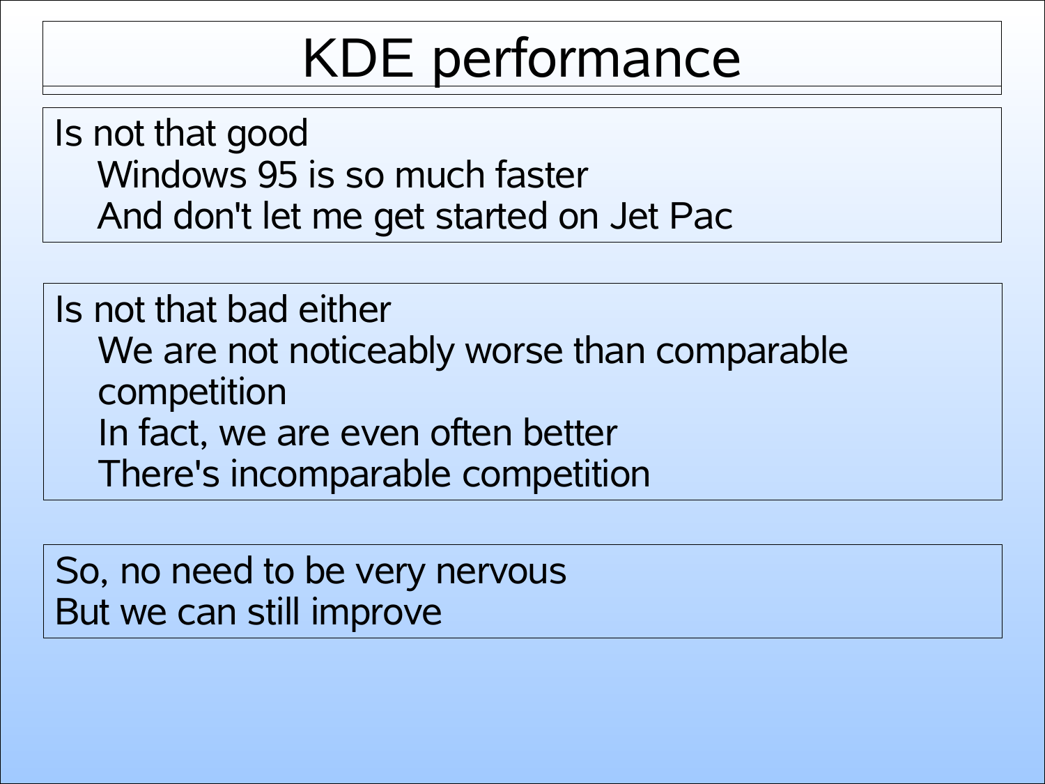# KDE performance

- Is not that good
  - Windows 95 is so much faster
  - And don't let me get started on Jet Pac

- Is not that bad either
  - We are not noticeably worse than comparable competition
  - In fact, we are even often better
  - There's incomparable competition

- So, no need to be very nervous
- But we can still improve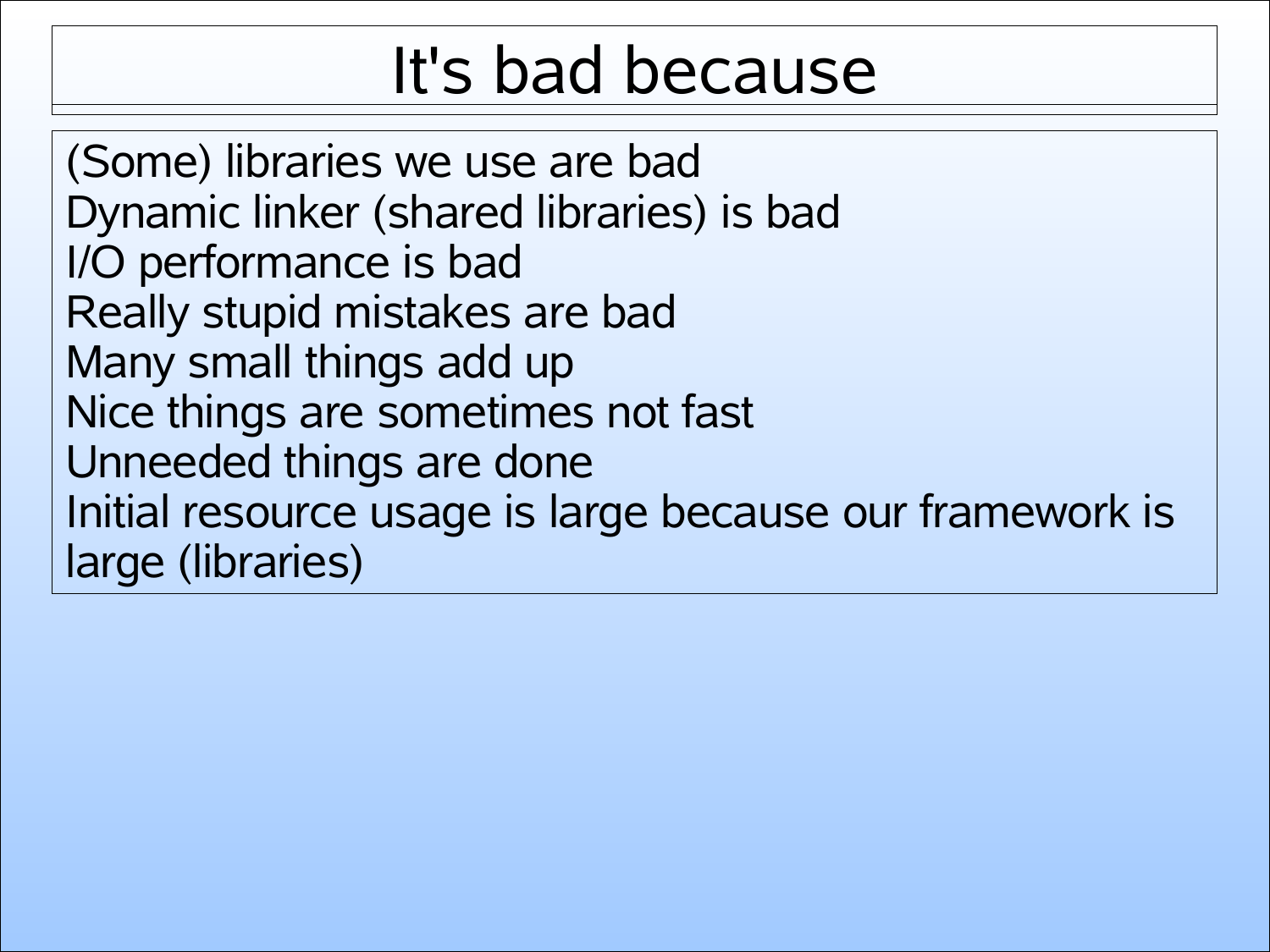# It's bad because

(Some) libraries we use are bad
Dynamic linker (shared libraries) is bad
I/O performance is bad
Really stupid mistakes are bad
Many small things add up
Nice things are sometimes not fast
Unneeded things are done
Initial resource usage is large because our framework is large (libraries)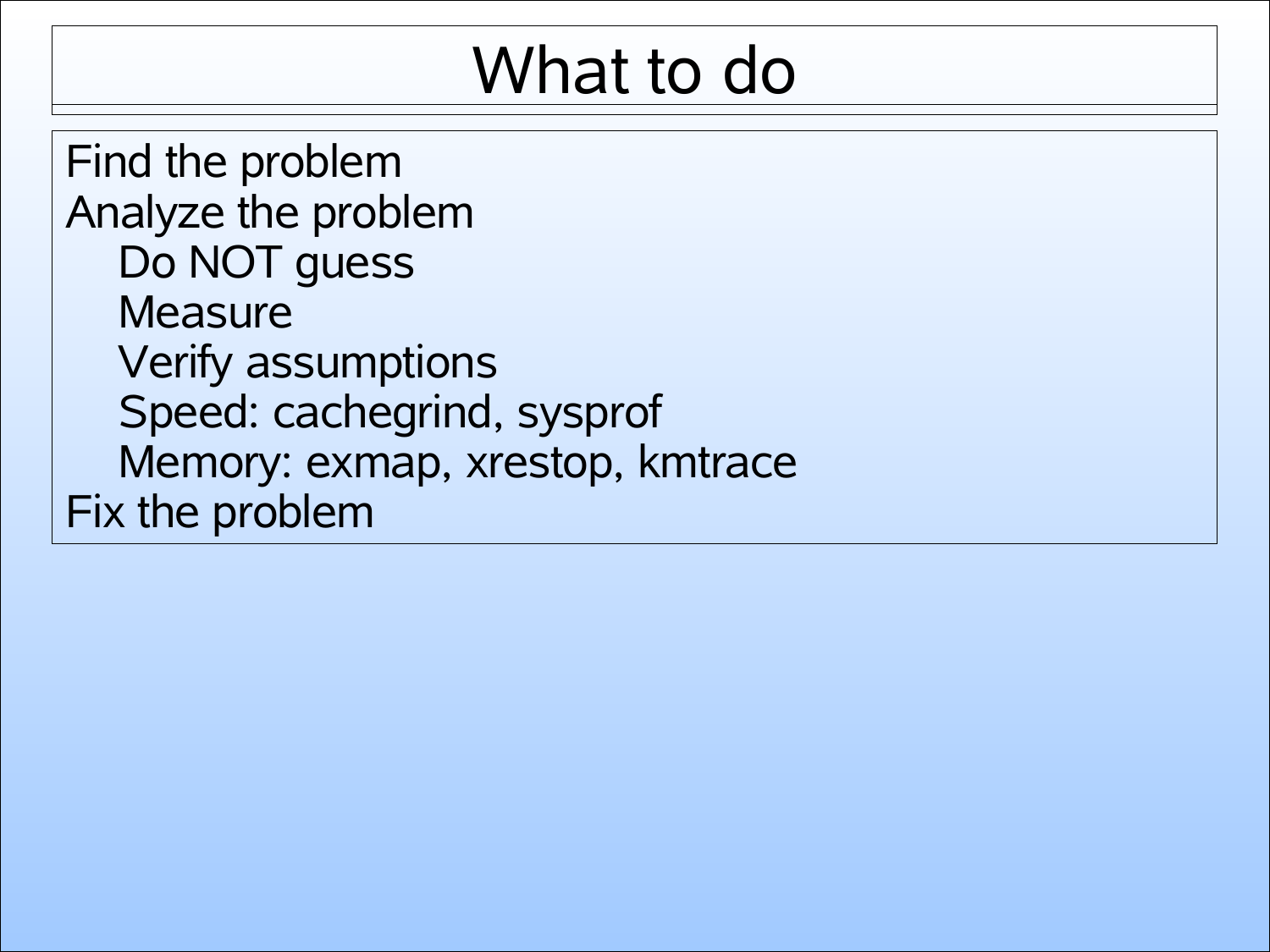# What to do

- Find the problem
- Analyze the problem
  - Do NOT guess
  - Measure
  - Verify assumptions
  - Speed: cachegrind, sysprof
  - Memory: exmap, xrestop, kmtrace
- Fix the problem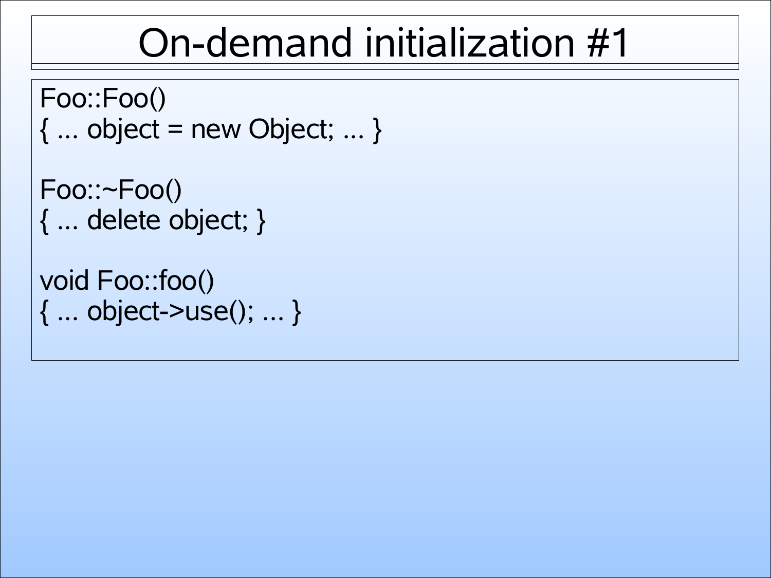# On-demand initialization #1

```
Foo::Foo()
{ ... object = new Object; ... }

Foo::~Foo()
{ ... delete object; }

void Foo::foo()
{ ... object->use(); ... }
```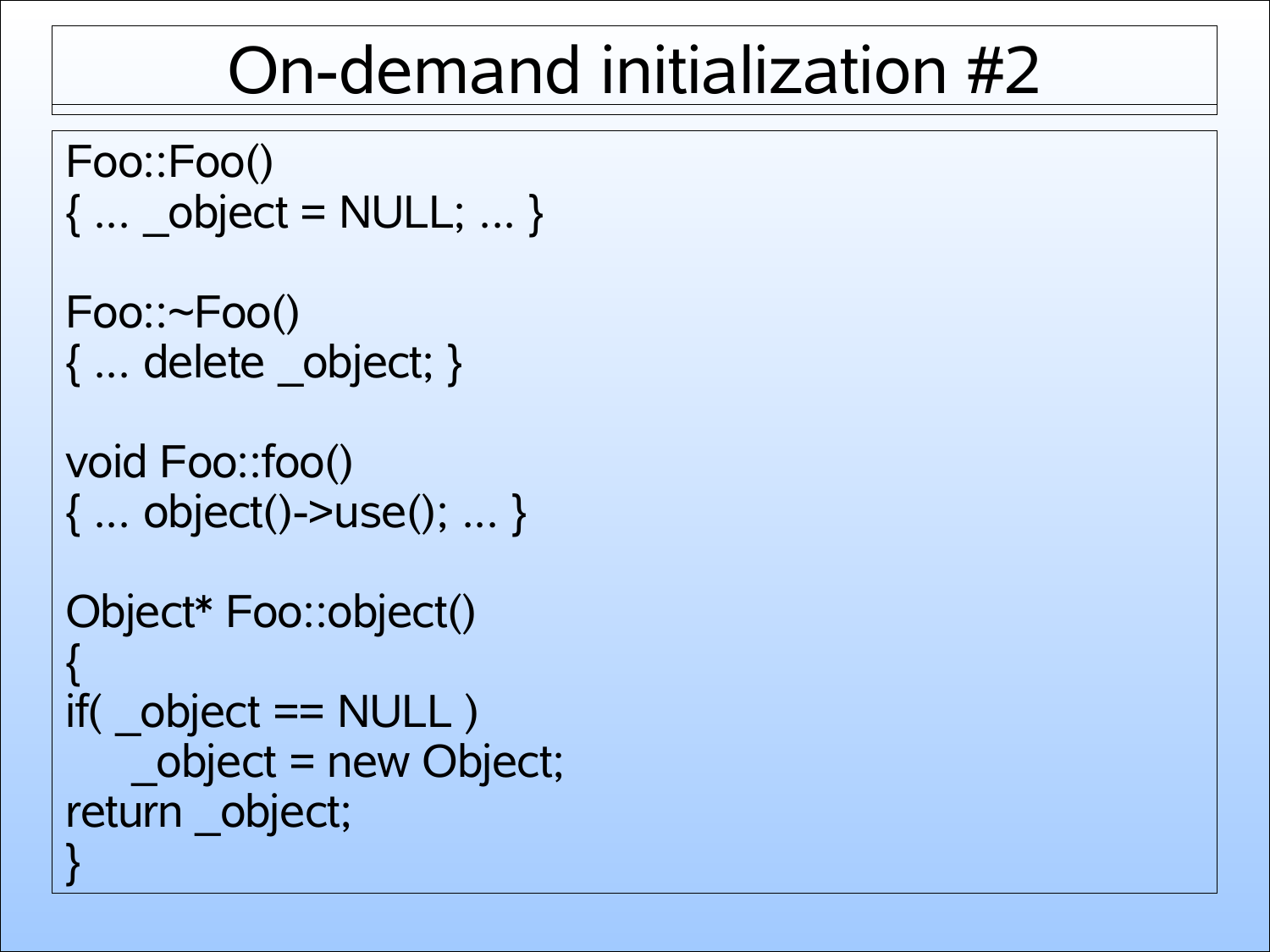# On-demand initialization #2

```
Foo::Foo()
{ … _object = NULL; … }

Foo::~Foo()
{ … delete _object; }

void Foo::foo()
{ … object()->use(); … }

Object* Foo::object()
{
if( _object == NULL )
    _object = new Object;
return _object;
}
```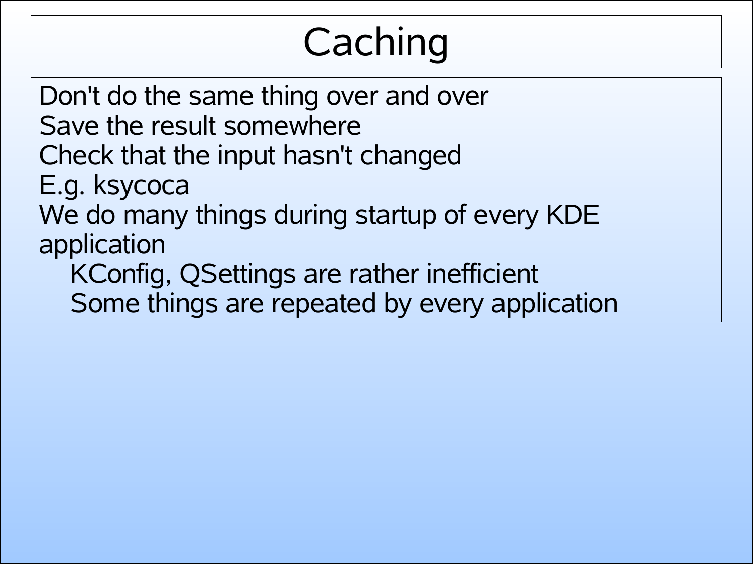# Caching

- Don't do the same thing over and over
- Save the result somewhere
- Check that the input hasn't changed
- E.g. ksycoca
- We do many things during startup of every KDE application
  - KConfig, QSettings are rather inefficient
  - Some things are repeated by every application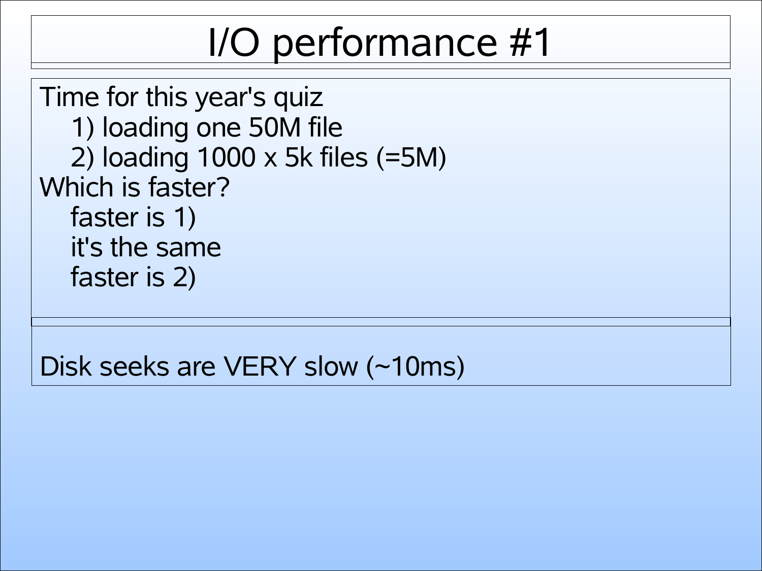# I/O performance #1

Time for this year's quiz

1) loading one 50M file

2) loading 1000 x 5k files (=5M)

Which is faster?

- faster is 1)
- it's the same
- faster is 2)

Disk seeks are VERY slow (~10ms)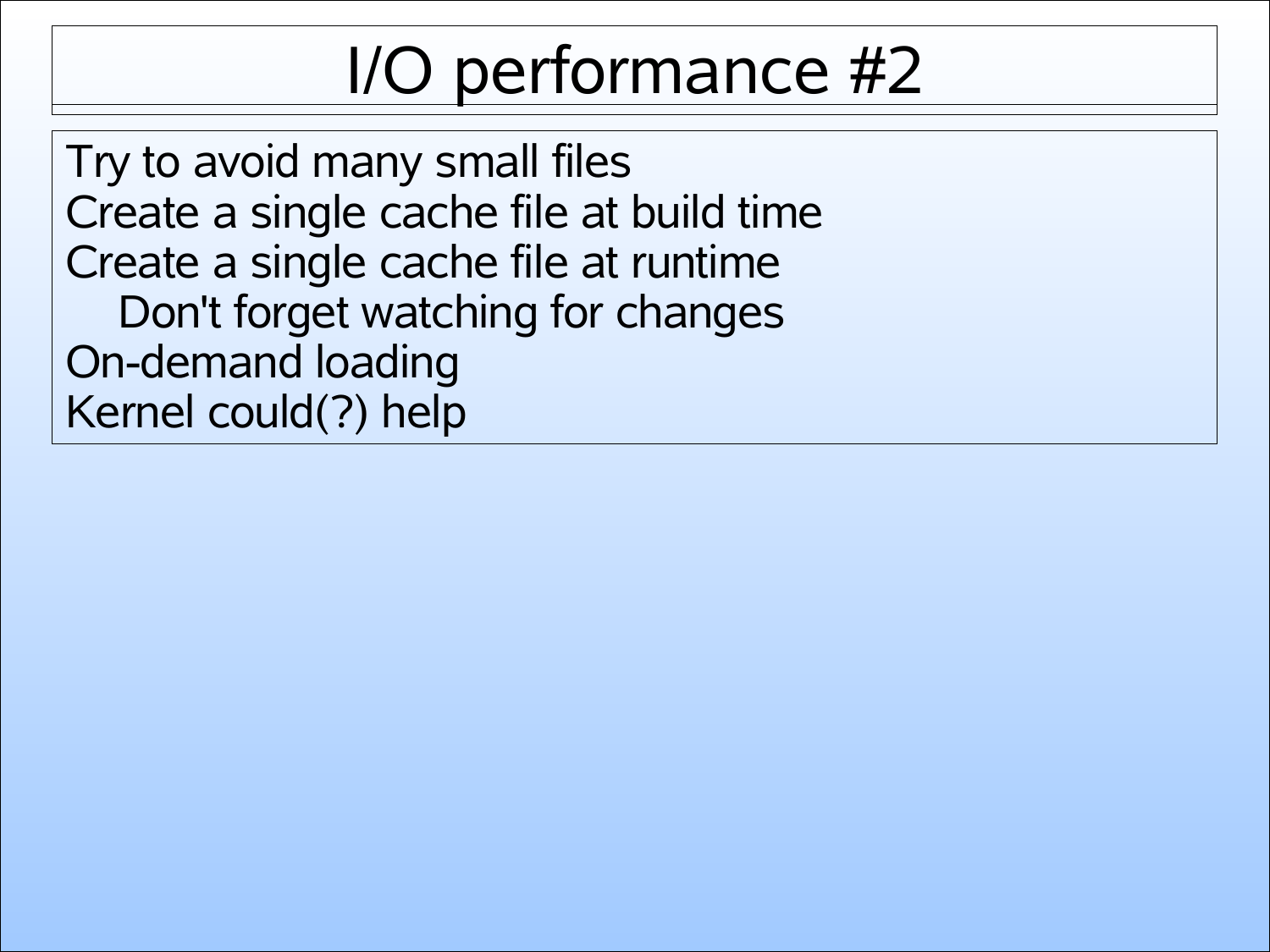# I/O performance #2

- Try to avoid many small files
- Create a single cache file at build time
- Create a single cache file at runtime
  - Don't forget watching for changes
- On-demand loading
- Kernel could(?) help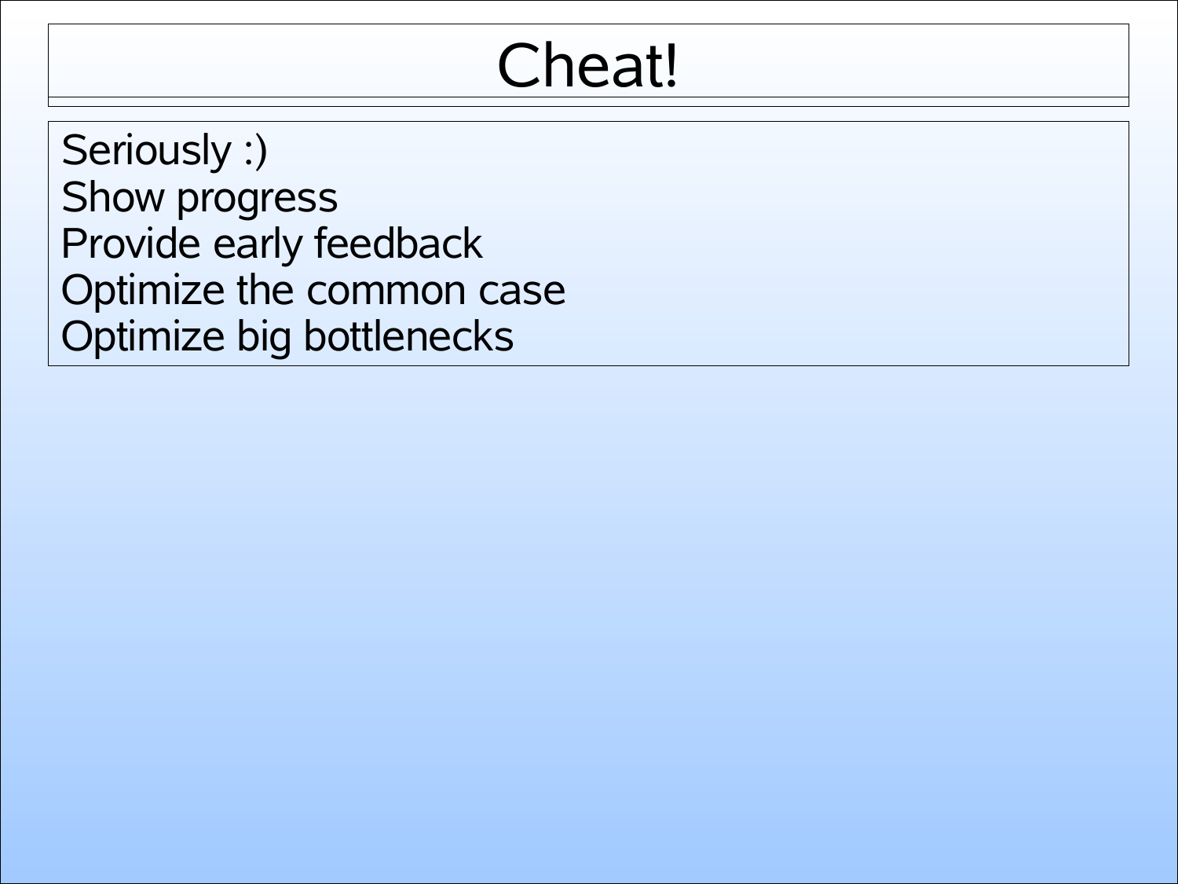# Cheat!

- Seriously :)
- Show progress
- Provide early feedback
- Optimize the common case
- Optimize big bottlenecks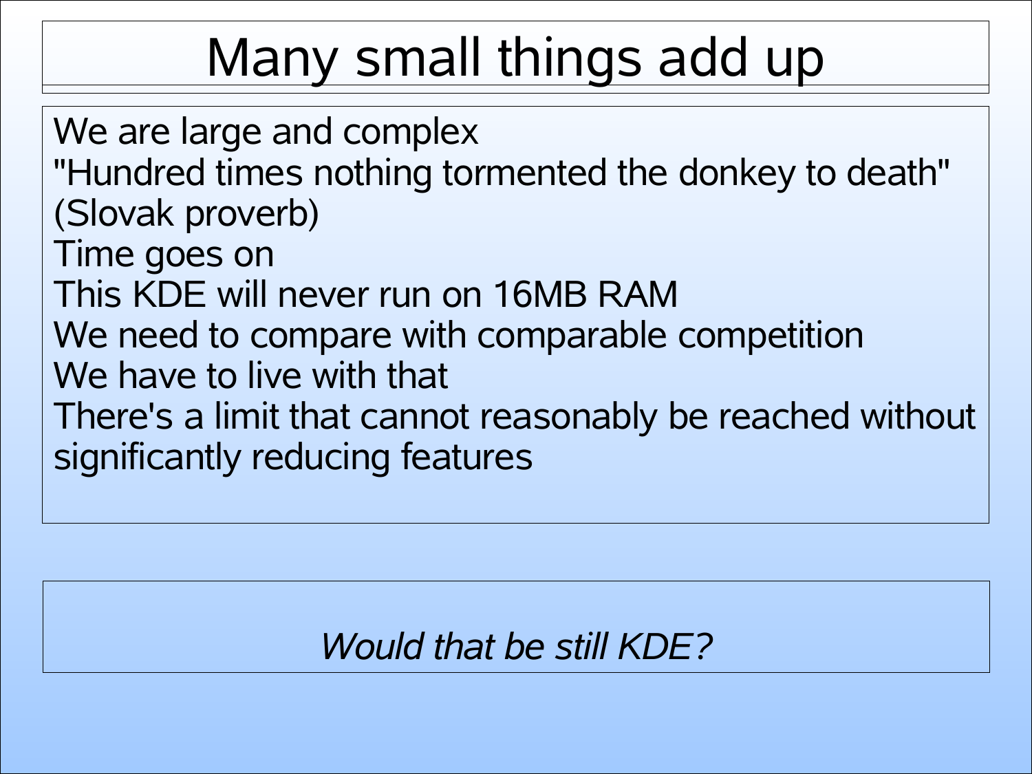# Many small things add up

We are large and complex

"Hundred times nothing tormented the donkey to death" (Slovak proverb)

Time goes on

This KDE will never run on 16MB RAM

We need to compare with comparable competition

We have to live with that

There's a limit that cannot reasonably be reached without significantly reducing features

*Would that be still KDE?*